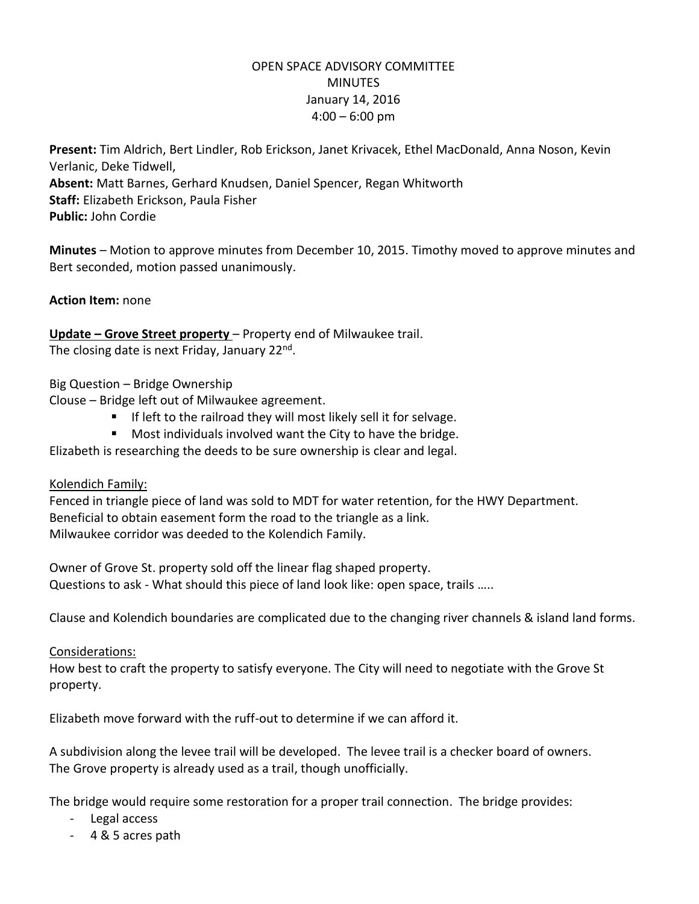OPEN SPACE ADVISORY COMMITTEE
MINUTES
January 14, 2016
4:00 – 6:00 pm

**Present:** Tim Aldrich, Bert Lindler, Rob Erickson, Janet Krivacek, Ethel MacDonald, Anna Noson, Kevin Verlanic, Deke Tidwell,
**Absent:** Matt Barnes, Gerhard Knudsen, Daniel Spencer, Regan Whitworth
**Staff:** Elizabeth Erickson, Paula Fisher
**Public:** John Cordie

**Minutes** – Motion to approve minutes from December 10, 2015. Timothy moved to approve minutes and Bert seconded, motion passed unanimously.

**Action Item:** none

**Update – Grove Street property** – Property end of Milwaukee trail.
The closing date is next Friday, January 22nd.

Big Question – Bridge Ownership
Clouse – Bridge left out of Milwaukee agreement.

- If left to the railroad they will most likely sell it for selvage.
- Most individuals involved want the City to have the bridge.

Elizabeth is researching the deeds to be sure ownership is clear and legal.

Kolendich Family:
Fenced in triangle piece of land was sold to MDT for water retention, for the HWY Department.
Beneficial to obtain easement form the road to the triangle as a link.
Milwaukee corridor was deeded to the Kolendich Family.

Owner of Grove St. property sold off the linear flag shaped property.
Questions to ask - What should this piece of land look like: open space, trails …..

Clause and Kolendich boundaries are complicated due to the changing river channels & island land forms.

Considerations:
How best to craft the property to satisfy everyone. The City will need to negotiate with the Grove St property.

Elizabeth move forward with the ruff-out to determine if we can afford it.

A subdivision along the levee trail will be developed. The levee trail is a checker board of owners.
The Grove property is already used as a trail, though unofficially.

The bridge would require some restoration for a proper trail connection. The bridge provides:

- Legal access
- 4 & 5 acres path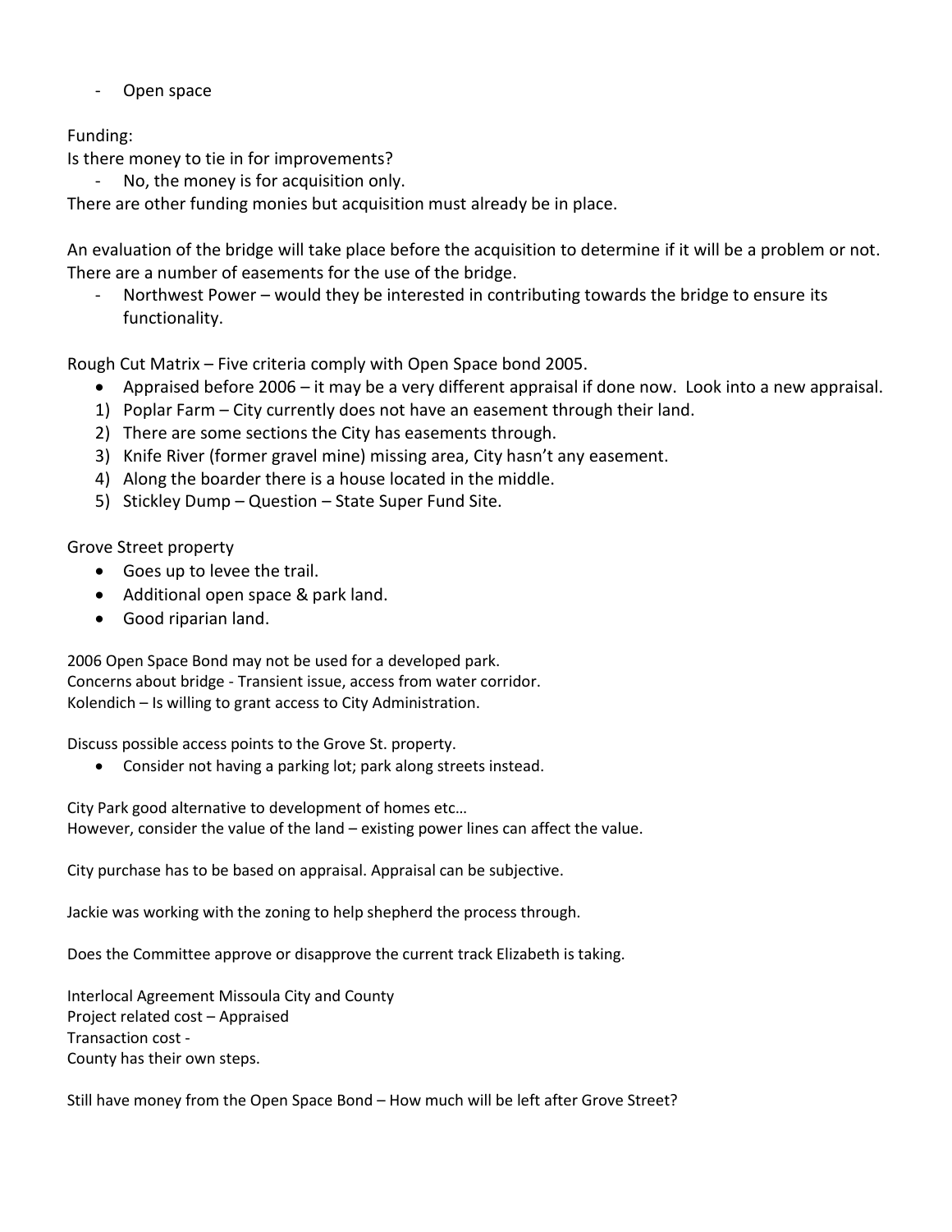- Open space

Funding:
Is there money to tie in for improvements?

- No, the money is for acquisition only.

There are other funding monies but acquisition must already be in place.

An evaluation of the bridge will take place before the acquisition to determine if it will be a problem or not. There are a number of easements for the use of the bridge.

- Northwest Power – would they be interested in contributing towards the bridge to ensure its functionality.

Rough Cut Matrix – Five criteria comply with Open Space bond 2005.

- Appraised before 2006 – it may be a very different appraisal if done now. Look into a new appraisal.

1) Poplar Farm – City currently does not have an easement through their land.
2) There are some sections the City has easements through.
3) Knife River (former gravel mine) missing area, City hasn't any easement.
4) Along the boarder there is a house located in the middle.
5) Stickley Dump – Question – State Super Fund Site.

Grove Street property

- Goes up to levee the trail.
- Additional open space & park land.
- Good riparian land.

2006 Open Space Bond may not be used for a developed park.
Concerns about bridge - Transient issue, access from water corridor.
Kolendich – Is willing to grant access to City Administration.

Discuss possible access points to the Grove St. property.

- Consider not having a parking lot; park along streets instead.

City Park good alternative to development of homes etc…
However, consider the value of the land – existing power lines can affect the value.

City purchase has to be based on appraisal. Appraisal can be subjective.

Jackie was working with the zoning to help shepherd the process through.

Does the Committee approve or disapprove the current track Elizabeth is taking.

Interlocal Agreement Missoula City and County
Project related cost – Appraised
Transaction cost -
County has their own steps.

Still have money from the Open Space Bond – How much will be left after Grove Street?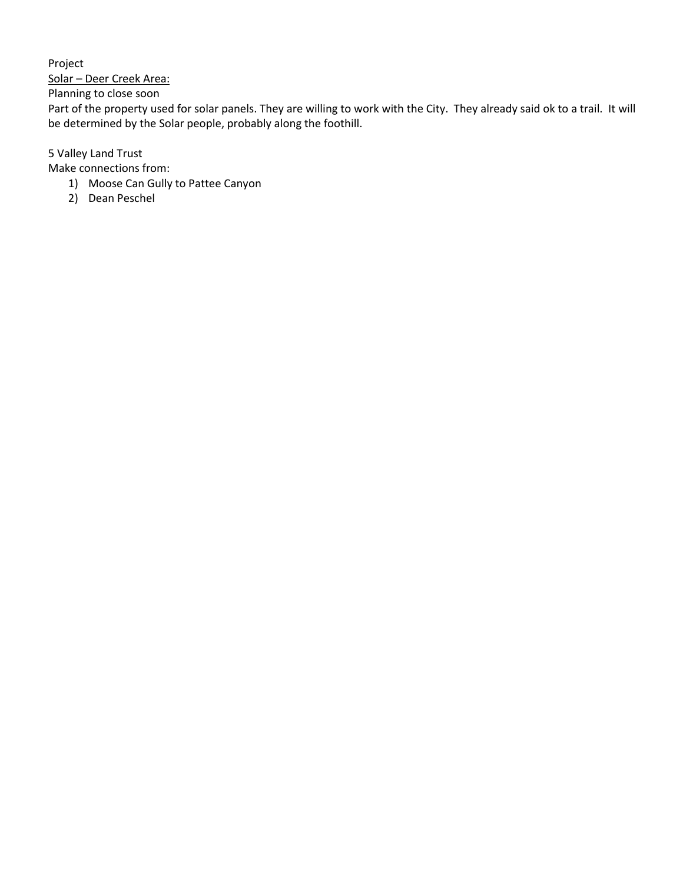Project

<u>Solar – Deer Creek Area:</u>

Planning to close soon

Part of the property used for solar panels. They are willing to work with the City. They already said ok to a trail. It will be determined by the Solar people, probably along the foothill.

5 Valley Land Trust

Make connections from:

1) Moose Can Gully to Pattee Canyon
2) Dean Peschel